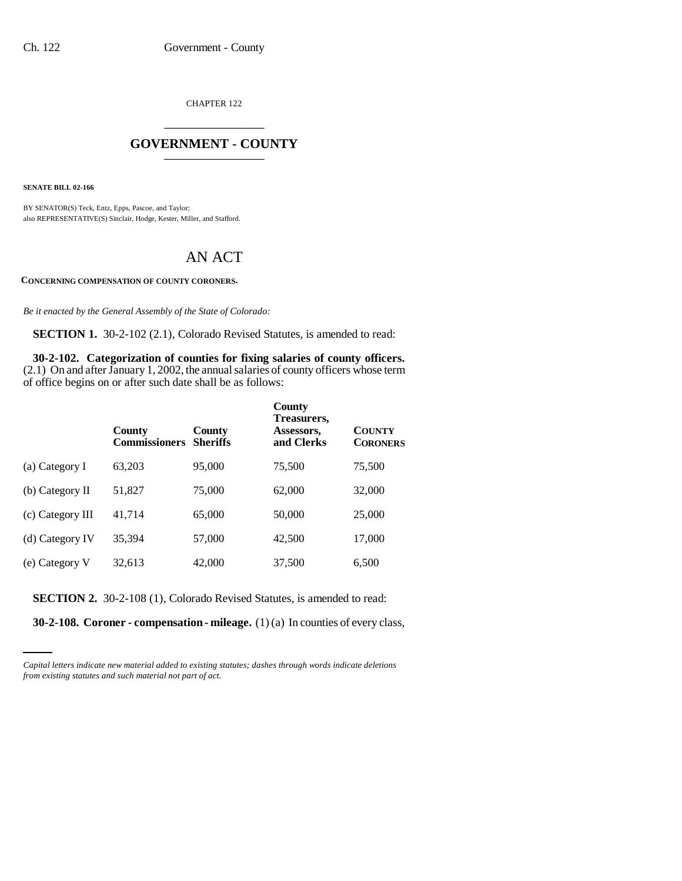CHAPTER 122

# GOVERNMENT - COUNTY

**SENATE BILL 02-166**

BY SENATOR(S) Teck, Entz, Epps, Pascoe, and Taylor;
also REPRESENTATIVE(S) Sinclair, Hodge, Kester, Miller, and Stafford.

# AN ACT

**CONCERNING COMPENSATION OF COUNTY CORONERS.**

*Be it enacted by the General Assembly of the State of Colorado:*

**SECTION 1.** 30-2-102 (2.1), Colorado Revised Statutes, is amended to read:

**30-2-102. Categorization of counties for fixing salaries of county officers.** (2.1) On and after January 1, 2002, the annual salaries of county officers whose term of office begins on or after such date shall be as follows:

| | County Commissioners | County Sheriffs | County Treasurers, Assessors, and Clerks | COUNTY CORONERS |
|---|---|---|---|---|
| (a) Category I | 63,203 | 95,000 | 75,500 | 75,500 |
| (b) Category II | 51,827 | 75,000 | 62,000 | 32,000 |
| (c) Category III | 41,714 | 65,000 | 50,000 | 25,000 |
| (d) Category IV | 35,394 | 57,000 | 42,500 | 17,000 |
| (e) Category V | 32,613 | 42,000 | 37,500 | 6,500 |

**SECTION 2.** 30-2-108 (1), Colorado Revised Statutes, is amended to read:

**30-2-108. Coroner - compensation - mileage.** (1) (a) In counties of every class,

*Capital letters indicate new material added to existing statutes; dashes through words indicate deletions from existing statutes and such material not part of act.*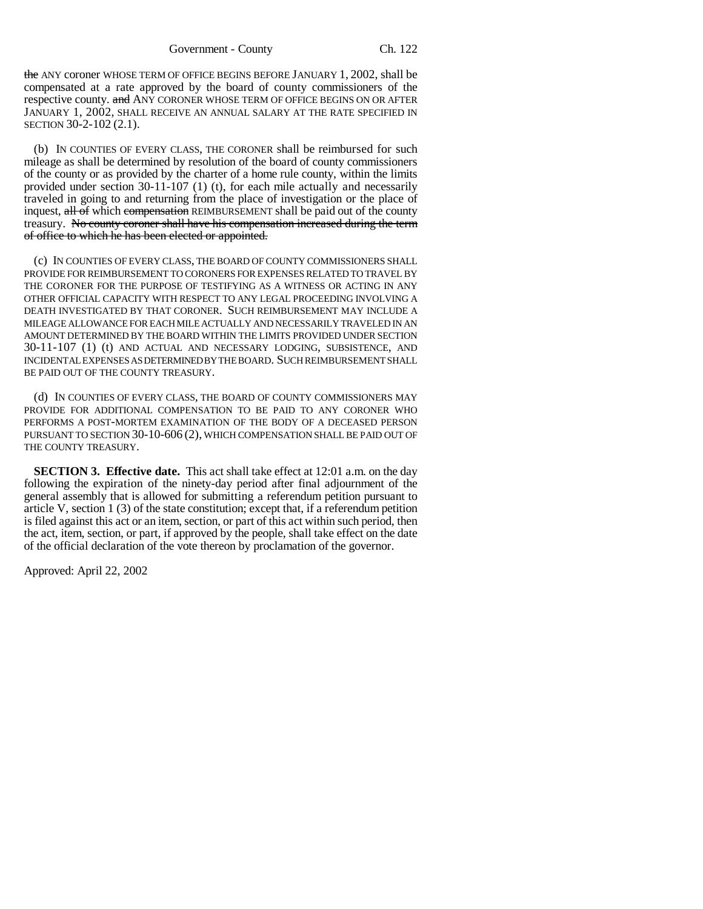~~the~~ ANY coroner WHOSE TERM OF OFFICE BEGINS BEFORE JANUARY 1, 2002, shall be compensated at a rate approved by the board of county commissioners of the respective county. ~~and~~ ANY CORONER WHOSE TERM OF OFFICE BEGINS ON OR AFTER JANUARY 1, 2002, SHALL RECEIVE AN ANNUAL SALARY AT THE RATE SPECIFIED IN SECTION 30-2-102 (2.1).

(b) IN COUNTIES OF EVERY CLASS, THE CORONER shall be reimbursed for such mileage as shall be determined by resolution of the board of county commissioners of the county or as provided by the charter of a home rule county, within the limits provided under section 30-11-107 (1) (t), for each mile actually and necessarily traveled in going to and returning from the place of investigation or the place of inquest, ~~all of~~ which ~~compensation~~ REIMBURSEMENT shall be paid out of the county treasury. ~~No county coroner shall have his compensation increased during the term of office to which he has been elected or appointed.~~

(c) IN COUNTIES OF EVERY CLASS, THE BOARD OF COUNTY COMMISSIONERS SHALL PROVIDE FOR REIMBURSEMENT TO CORONERS FOR EXPENSES RELATED TO TRAVEL BY THE CORONER FOR THE PURPOSE OF TESTIFYING AS A WITNESS OR ACTING IN ANY OTHER OFFICIAL CAPACITY WITH RESPECT TO ANY LEGAL PROCEEDING INVOLVING A DEATH INVESTIGATED BY THAT CORONER. SUCH REIMBURSEMENT MAY INCLUDE A MILEAGE ALLOWANCE FOR EACH MILE ACTUALLY AND NECESSARILY TRAVELED IN AN AMOUNT DETERMINED BY THE BOARD WITHIN THE LIMITS PROVIDED UNDER SECTION 30-11-107 (1) (t) AND ACTUAL AND NECESSARY LODGING, SUBSISTENCE, AND INCIDENTAL EXPENSES AS DETERMINED BY THE BOARD. SUCH REIMBURSEMENT SHALL BE PAID OUT OF THE COUNTY TREASURY.

(d) IN COUNTIES OF EVERY CLASS, THE BOARD OF COUNTY COMMISSIONERS MAY PROVIDE FOR ADDITIONAL COMPENSATION TO BE PAID TO ANY CORONER WHO PERFORMS A POST-MORTEM EXAMINATION OF THE BODY OF A DECEASED PERSON PURSUANT TO SECTION 30-10-606 (2), WHICH COMPENSATION SHALL BE PAID OUT OF THE COUNTY TREASURY.

**SECTION 3. Effective date.** This act shall take effect at 12:01 a.m. on the day following the expiration of the ninety-day period after final adjournment of the general assembly that is allowed for submitting a referendum petition pursuant to article V, section 1 (3) of the state constitution; except that, if a referendum petition is filed against this act or an item, section, or part of this act within such period, then the act, item, section, or part, if approved by the people, shall take effect on the date of the official declaration of the vote thereon by proclamation of the governor.

Approved: April 22, 2002